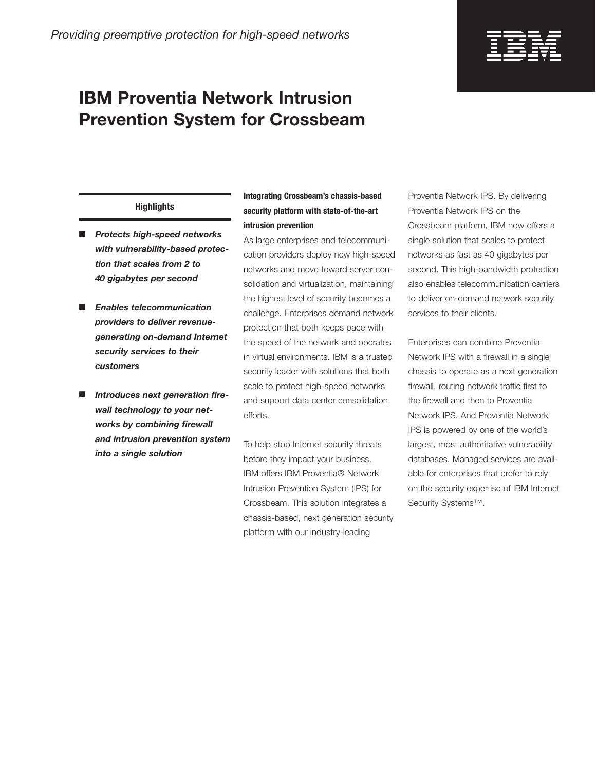*Providing preemptive protection for high-speed networks*

# IBM Proventia Network Intrusion Prevention System for Crossbeam

### Highlights

- ***Protects high-speed networks with vulnerability-based protection that scales from 2 to 40 gigabytes per second***
- ***Enables telecommunication providers to deliver revenue-generating on-demand Internet security services to their customers***
- ***Introduces next generation firewall technology to your networks by combining firewall and intrusion prevention system into a single solution***

**Integrating Crossbeam's chassis-based security platform with state-of-the-art intrusion prevention**

As large enterprises and telecommunication providers deploy new high-speed networks and move toward server consolidation and virtualization, maintaining the highest level of security becomes a challenge. Enterprises demand network protection that both keeps pace with the speed of the network and operates in virtual environments. IBM is a trusted security leader with solutions that both scale to protect high-speed networks and support data center consolidation efforts.

To help stop Internet security threats before they impact your business, IBM offers IBM Proventia® Network Intrusion Prevention System (IPS) for Crossbeam. This solution integrates a chassis-based, next generation security platform with our industry-leading Proventia Network IPS. By delivering Proventia Network IPS on the Crossbeam platform, IBM now offers a single solution that scales to protect networks as fast as 40 gigabytes per second. This high-bandwidth protection also enables telecommunication carriers to deliver on-demand network security services to their clients.

Enterprises can combine Proventia Network IPS with a firewall in a single chassis to operate as a next generation firewall, routing network traffic first to the firewall and then to Proventia Network IPS. And Proventia Network IPS is powered by one of the world's largest, most authoritative vulnerability databases. Managed services are available for enterprises that prefer to rely on the security expertise of IBM Internet Security Systems™.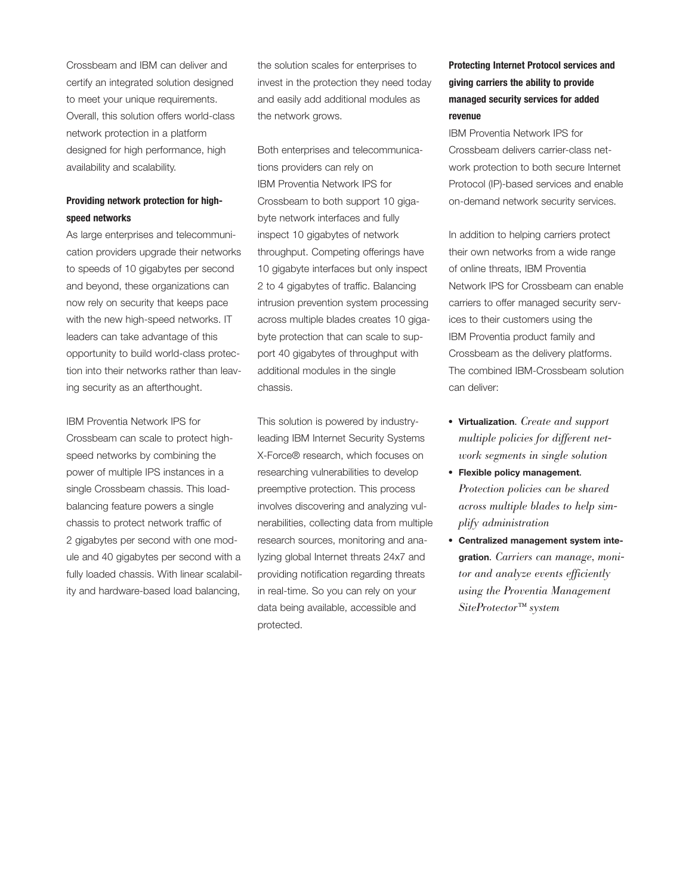Crossbeam and IBM can deliver and certify an integrated solution designed to meet your unique requirements. Overall, this solution offers world-class network protection in a platform designed for high performance, high availability and scalability.

**Providing network protection for high-speed networks**

As large enterprises and telecommunication providers upgrade their networks to speeds of 10 gigabytes per second and beyond, these organizations can now rely on security that keeps pace with the new high-speed networks. IT leaders can take advantage of this opportunity to build world-class protection into their networks rather than leaving security as an afterthought.

IBM Proventia Network IPS for Crossbeam can scale to protect high-speed networks by combining the power of multiple IPS instances in a single Crossbeam chassis. This load-balancing feature powers a single chassis to protect network traffic of 2 gigabytes per second with one module and 40 gigabytes per second with a fully loaded chassis. With linear scalability and hardware-based load balancing, the solution scales for enterprises to invest in the protection they need today and easily add additional modules as the network grows.

Both enterprises and telecommunications providers can rely on IBM Proventia Network IPS for Crossbeam to both support 10 gigabyte network interfaces and fully inspect 10 gigabytes of network throughput. Competing offerings have 10 gigabyte interfaces but only inspect 2 to 4 gigabytes of traffic. Balancing intrusion prevention system processing across multiple blades creates 10 gigabyte protection that can scale to support 40 gigabytes of throughput with additional modules in the single chassis.

This solution is powered by industry-leading IBM Internet Security Systems X-Force® research, which focuses on researching vulnerabilities to develop preemptive protection. This process involves discovering and analyzing vulnerabilities, collecting data from multiple research sources, monitoring and analyzing global Internet threats 24x7 and providing notification regarding threats in real-time. So you can rely on your data being available, accessible and protected.

**Protecting Internet Protocol services and giving carriers the ability to provide managed security services for added revenue**

IBM Proventia Network IPS for Crossbeam delivers carrier-class network protection to both secure Internet Protocol (IP)-based services and enable on-demand network security services.

In addition to helping carriers protect their own networks from a wide range of online threats, IBM Proventia Network IPS for Crossbeam can enable carriers to offer managed security services to their customers using the IBM Proventia product family and Crossbeam as the delivery platforms. The combined IBM-Crossbeam solution can deliver:

- **Virtualization**. *Create and support multiple policies for different network segments in single solution*
- **Flexible policy management**. *Protection policies can be shared across multiple blades to help simplify administration*
- **Centralized management system integration**. *Carriers can manage, monitor and analyze events efficiently using the Proventia Management SiteProtector™ system*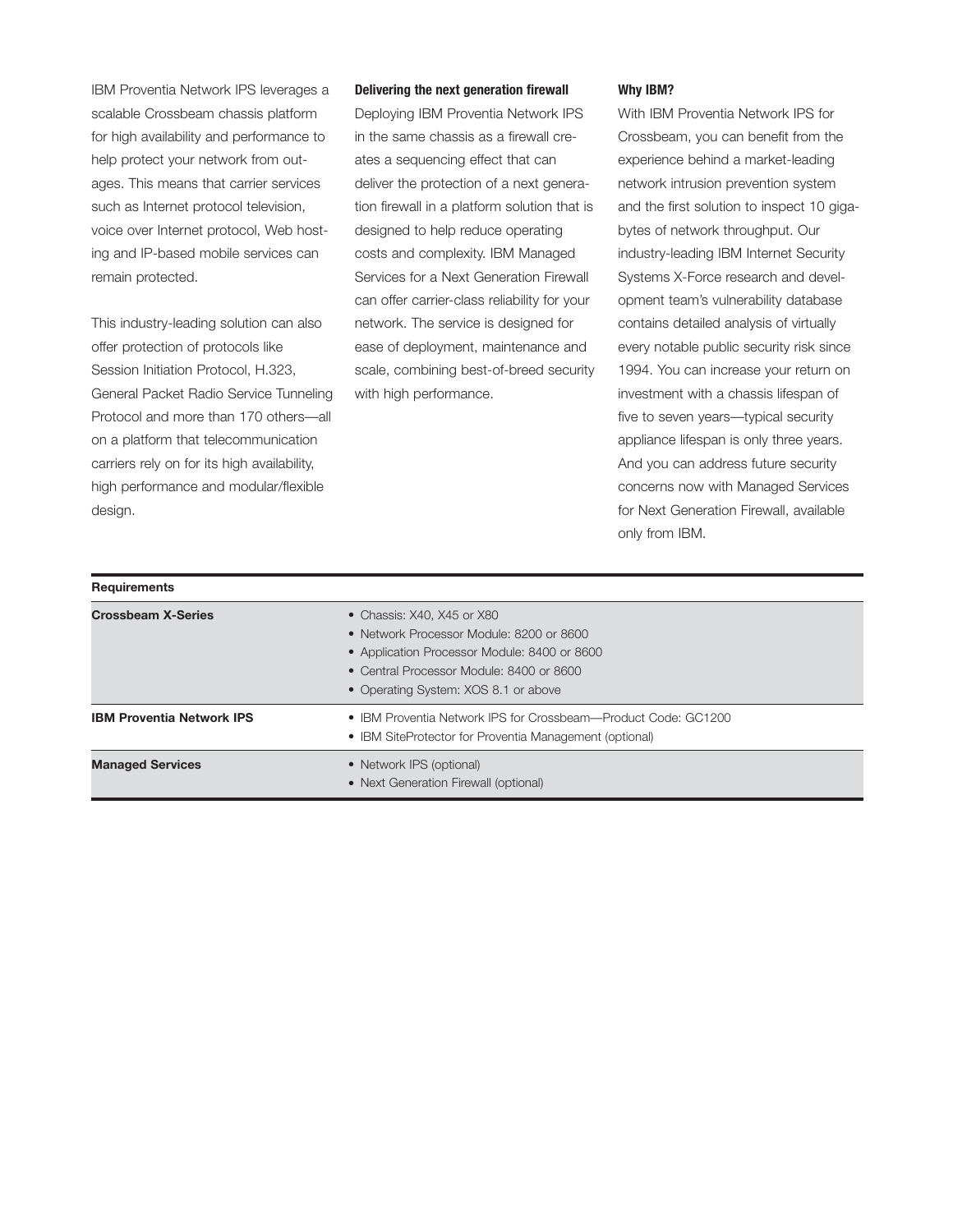IBM Proventia Network IPS leverages a scalable Crossbeam chassis platform for high availability and performance to help protect your network from outages. This means that carrier services such as Internet protocol television, voice over Internet protocol, Web hosting and IP-based mobile services can remain protected.

This industry-leading solution can also offer protection of protocols like Session Initiation Protocol, H.323, General Packet Radio Service Tunneling Protocol and more than 170 others—all on a platform that telecommunication carriers rely on for its high availability, high performance and modular/flexible design.

**Delivering the next generation firewall**

Deploying IBM Proventia Network IPS in the same chassis as a firewall creates a sequencing effect that can deliver the protection of a next generation firewall in a platform solution that is designed to help reduce operating costs and complexity. IBM Managed Services for a Next Generation Firewall can offer carrier-class reliability for your network. The service is designed for ease of deployment, maintenance and scale, combining best-of-breed security with high performance.

**Why IBM?**

With IBM Proventia Network IPS for Crossbeam, you can benefit from the experience behind a market-leading network intrusion prevention system and the first solution to inspect 10 gigabytes of network throughput. Our industry-leading IBM Internet Security Systems X-Force research and development team's vulnerability database contains detailed analysis of virtually every notable public security risk since 1994. You can increase your return on investment with a chassis lifespan of five to seven years—typical security appliance lifespan is only three years. And you can address future security concerns now with Managed Services for Next Generation Firewall, available only from IBM.

| **Requirements** | |
|---|---|
| **Crossbeam X-Series** | • Chassis: X40, X45 or X80<br>• Network Processor Module: 8200 or 8600<br>• Application Processor Module: 8400 or 8600<br>• Central Processor Module: 8400 or 8600<br>• Operating System: XOS 8.1 or above |
| **IBM Proventia Network IPS** | • IBM Proventia Network IPS for Crossbeam—Product Code: GC1200<br>• IBM SiteProtector for Proventia Management (optional) |
| **Managed Services** | • Network IPS (optional)<br>• Next Generation Firewall (optional) |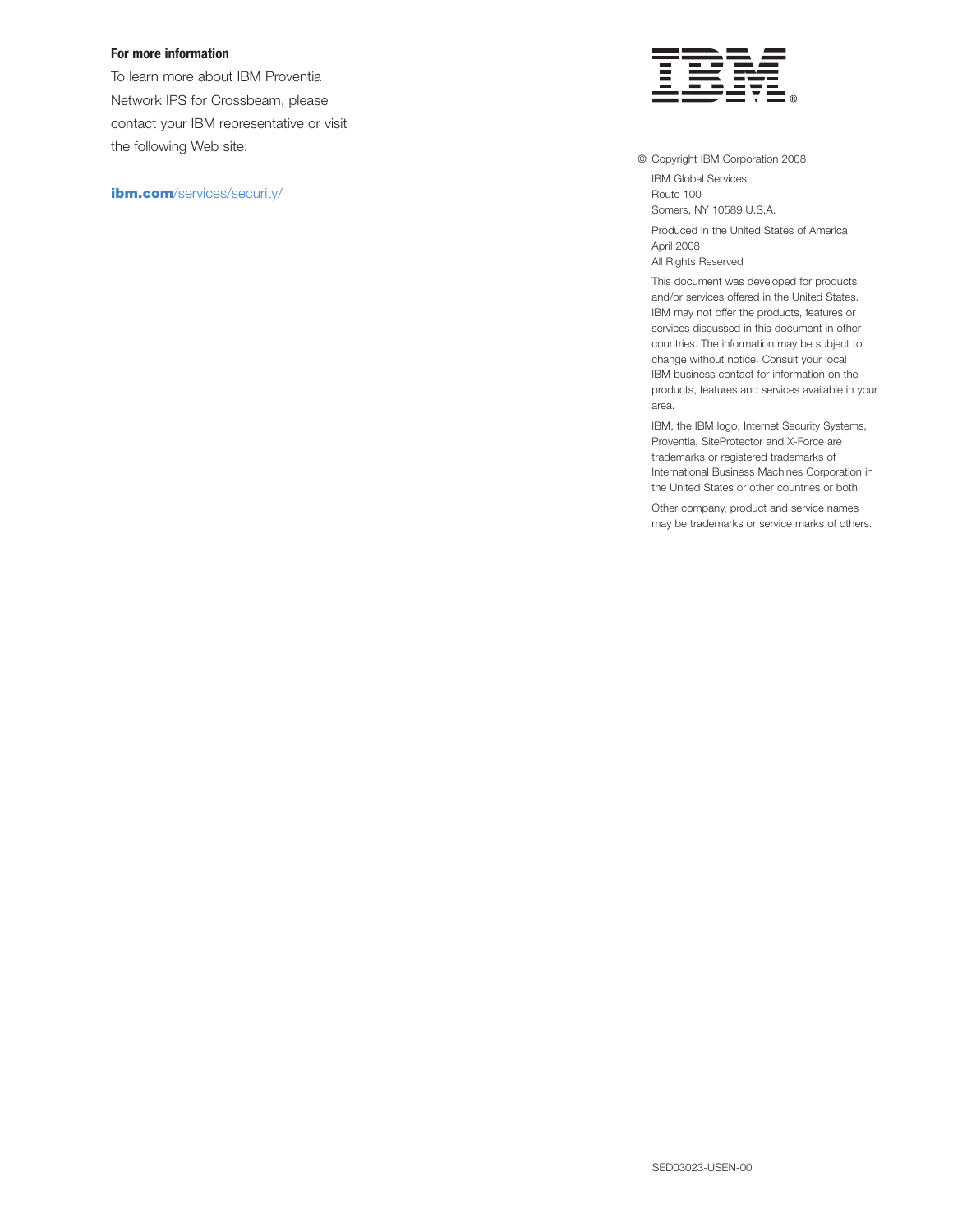**For more information**

To learn more about IBM Proventia Network IPS for Crossbeam, please contact your IBM representative or visit the following Web site:

**ibm.com**/services/security/

© Copyright IBM Corporation 2008

IBM Global Services
Route 100
Somers, NY 10589 U.S.A.

Produced in the United States of America
April 2008
All Rights Reserved

This document was developed for products and/or services offered in the United States. IBM may not offer the products, features or services discussed in this document in other countries. The information may be subject to change without notice. Consult your local IBM business contact for information on the products, features and services available in your area.

IBM, the IBM logo, Internet Security Systems, Proventia, SiteProtector and X-Force are trademarks or registered trademarks of International Business Machines Corporation in the United States or other countries or both.

Other company, product and service names may be trademarks or service marks of others.

SED03023-USEN-00